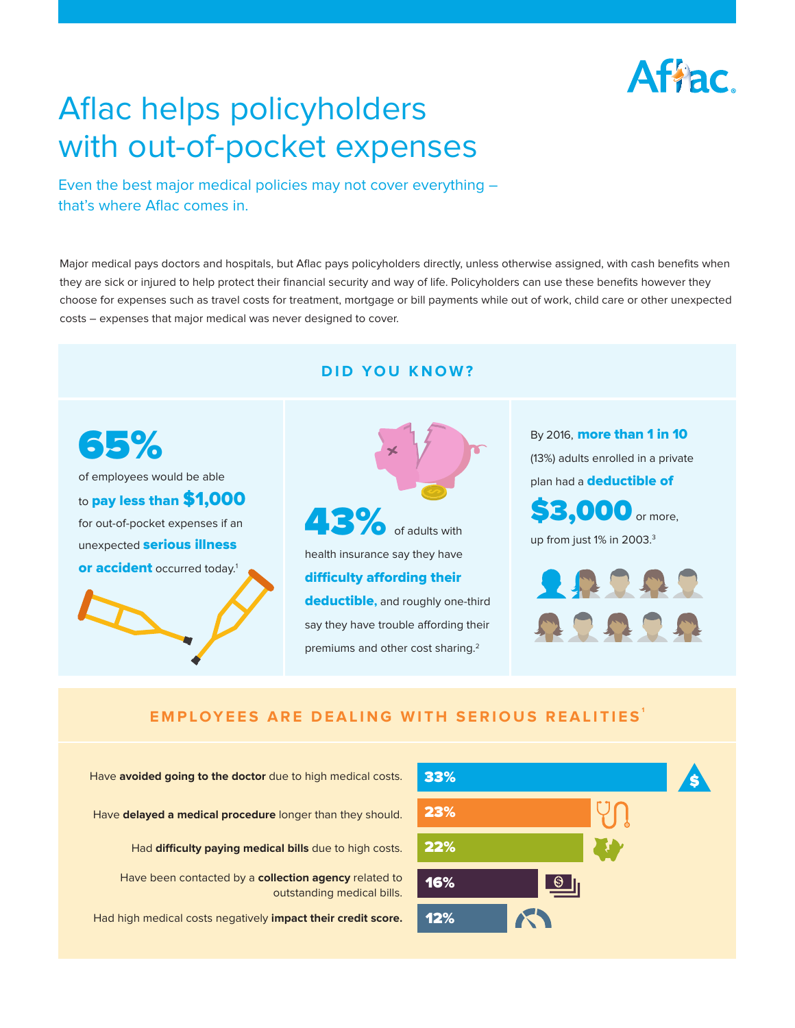# Aflac helps policyholders with out-of-pocket expenses

## Even the best major medical policies may not cover everything – that's where Aflac comes in.

Major medical pays doctors and hospitals, but Aflac pays policyholders directly, unless otherwise assigned, with cash benefits when they are sick or injured to help protect their financial security and way of life. Policyholders can use these benefits however they choose for expenses such as travel costs for treatment, mortgage or bill payments while out of work, child care or other unexpected costs – expenses that major medical was never designed to cover.

## DID YOU KNOW?

**65%** of employees would be able to **pay less than $1,000** for out-of-pocket expenses if an unexpected **serious illness or accident** occurred today.[1]

**43%** of adults with health insurance say they have **difficulty affording their deductible,** and roughly one-third say they have trouble affording their premiums and other cost sharing.[2]

By 2016, **more than 1 in 10** (13%) adults enrolled in a private plan had a **deductible of $3,000** or more, up from just 1% in 2003.[3]

## EMPLOYEES ARE DEALING WITH SERIOUS REALITIES[1]

| Reality | Percentage |
| --- | --- |
| Have **avoided going to the doctor** due to high medical costs. | 33% |
| Have **delayed a medical procedure** longer than they should. | 23% |
| Had **difficulty paying medical bills** due to high costs. | 22% |
| Have been contacted by a **collection agency** related to outstanding medical bills. | 16% |
| Had high medical costs negatively **impact their credit score.** | 12% |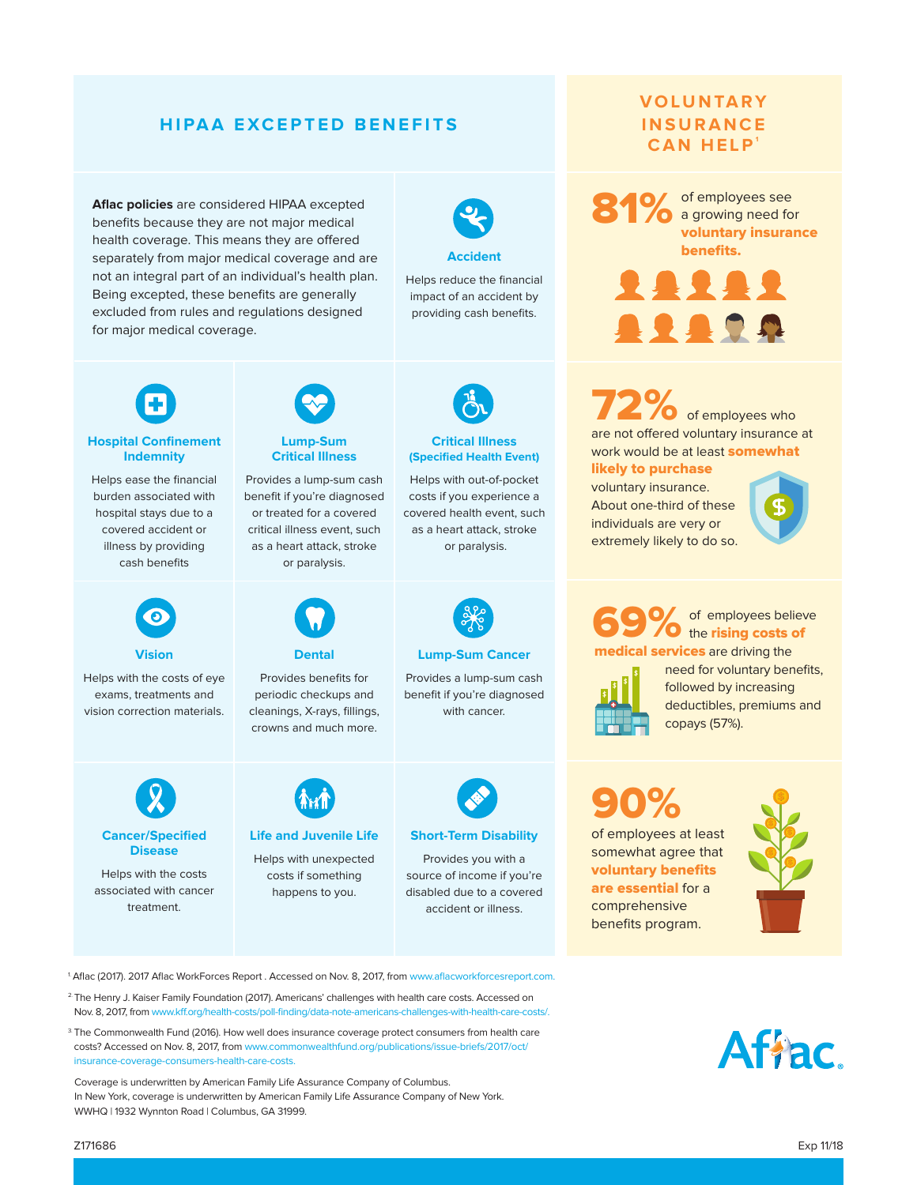## HIPAA EXCEPTED BENEFITS

**Aflac policies** are considered HIPAA excepted benefits because they are not major medical health coverage. This means they are offered separately from major medical coverage and are not an integral part of an individual's health plan. Being excepted, these benefits are generally excluded from rules and regulations designed for major medical coverage.

### Accident
Helps reduce the financial impact of an accident by providing cash benefits.

### Hospital Confinement Indemnity
Helps ease the financial burden associated with hospital stays due to a covered accident or illness by providing cash benefits

### Lump-Sum Critical Illness
Provides a lump-sum cash benefit if you're diagnosed or treated for a covered critical illness event, such as a heart attack, stroke or paralysis.

### Critical Illness (Specified Health Event)
Helps with out-of-pocket costs if you experience a covered health event, such as a heart attack, stroke or paralysis.

### Vision
Helps with the costs of eye exams, treatments and vision correction materials.

### Dental
Provides benefits for periodic checkups and cleanings, X-rays, fillings, crowns and much more.

### Lump-Sum Cancer
Provides a lump-sum cash benefit if you're diagnosed with cancer.

### Cancer/Specified Disease
Helps with the costs associated with cancer treatment.

### Life and Juvenile Life
Helps with unexpected costs if something happens to you.

### Short-Term Disability
Provides you with a source of income if you're disabled due to a covered accident or illness.

## VOLUNTARY INSURANCE CAN HELP[1]

**81%** of employees see a growing need for **voluntary insurance benefits.**

**72%** of employees who are not offered voluntary insurance at work would be at least **somewhat likely to purchase** voluntary insurance. About one-third of these individuals are very or extremely likely to do so.

**69%** of employees believe the **rising costs of medical services** are driving the need for voluntary benefits, followed by increasing deductibles, premiums and copays (57%).

**90%** of employees at least somewhat agree that **voluntary benefits are essential** for a comprehensive benefits program.

[1] Aflac (2017). 2017 Aflac WorkForces Report . Accessed on Nov. 8, 2017, from www.aflacworkforcesreport.com.

[2] The Henry J. Kaiser Family Foundation (2017). Americans' challenges with health care costs. Accessed on Nov. 8, 2017, from www.kff.org/health-costs/poll-finding/data-note-americans-challenges-with-health-care-costs/.

[3] The Commonwealth Fund (2016). How well does insurance coverage protect consumers from health care costs? Accessed on Nov. 8, 2017, from www.commonwealthfund.org/publications/issue-briefs/2017/oct/insurance-coverage-consumers-health-care-costs.

Coverage is underwritten by American Family Life Assurance Company of Columbus.
In New York, coverage is underwritten by American Family Life Assurance Company of New York.
WWHQ | 1932 Wynnton Road | Columbus, GA 31999.

Aflac.

Z171686

Exp 11/18